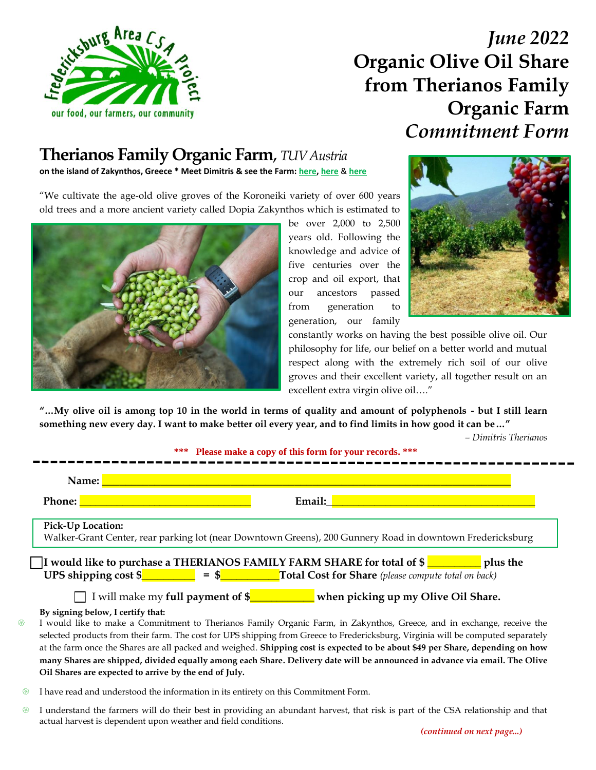# *June 2022* Organic Olive Oil Share from Therianos Family Organic Farm *Commitment Form*

## Therianos Family Organic Farm, *TUV Austria*

**on the island of Zakynthos, Greece * Meet Dimitris & see the Farm: here, here & here**

"We cultivate the age-old olive groves of the Koroneiki variety of over 600 years old trees and a more ancient variety called Dopia Zakynthos which is estimated to be over 2,000 to 2,500 years old. Following the knowledge and advice of five centuries over the crop and oil export, that our ancestors passed from generation to generation, our family constantly works on having the best possible olive oil. Our philosophy for life, our belief on a better world and mutual respect along with the extremely rich soil of our olive groves and their excellent variety, all together result on an excellent extra virgin olive oil…."

**"…My olive oil is among top 10 in the world in terms of quality and amount of polyphenols - but I still learn something new every day. I want to make better oil every year, and to find limits in how good it can be…"**

*– Dimitris Therianos*

**\*\*\* Please make a copy of this form for your records. \*\*\***

---

**Name:** ______________________________________________

**Phone:** ____________________ **Email:** ______________________

**Pick-Up Location:**
Walker-Grant Center, rear parking lot (near Downtown Greens), 200 Gunnery Road in downtown Fredericksburg

☐ **I would like to purchase a THERIANOS FAMILY FARM SHARE for total of $ _________ plus the UPS shipping cost $_________ = $_________ Total Cost for Share** *(please compute total on back)*

☐ I will make my **full payment of $__________ when picking up my Olive Oil Share.**

**By signing below, I certify that:**

- I would like to make a Commitment to Therianos Family Organic Farm, in Zakynthos, Greece, and in exchange, receive the selected products from their farm. The cost for UPS shipping from Greece to Fredericksburg, Virginia will be computed separately at the farm once the Shares are all packed and weighed. **Shipping cost is expected to be about $49 per Share, depending on how many Shares are shipped, divided equally among each Share. Delivery date will be announced in advance via email. The Olive Oil Shares are expected to arrive by the end of July.**
- I have read and understood the information in its entirety on this Commitment Form.
- I understand the farmers will do their best in providing an abundant harvest, that risk is part of the CSA relationship and that actual harvest is dependent upon weather and field conditions.

*(continued on next page...)*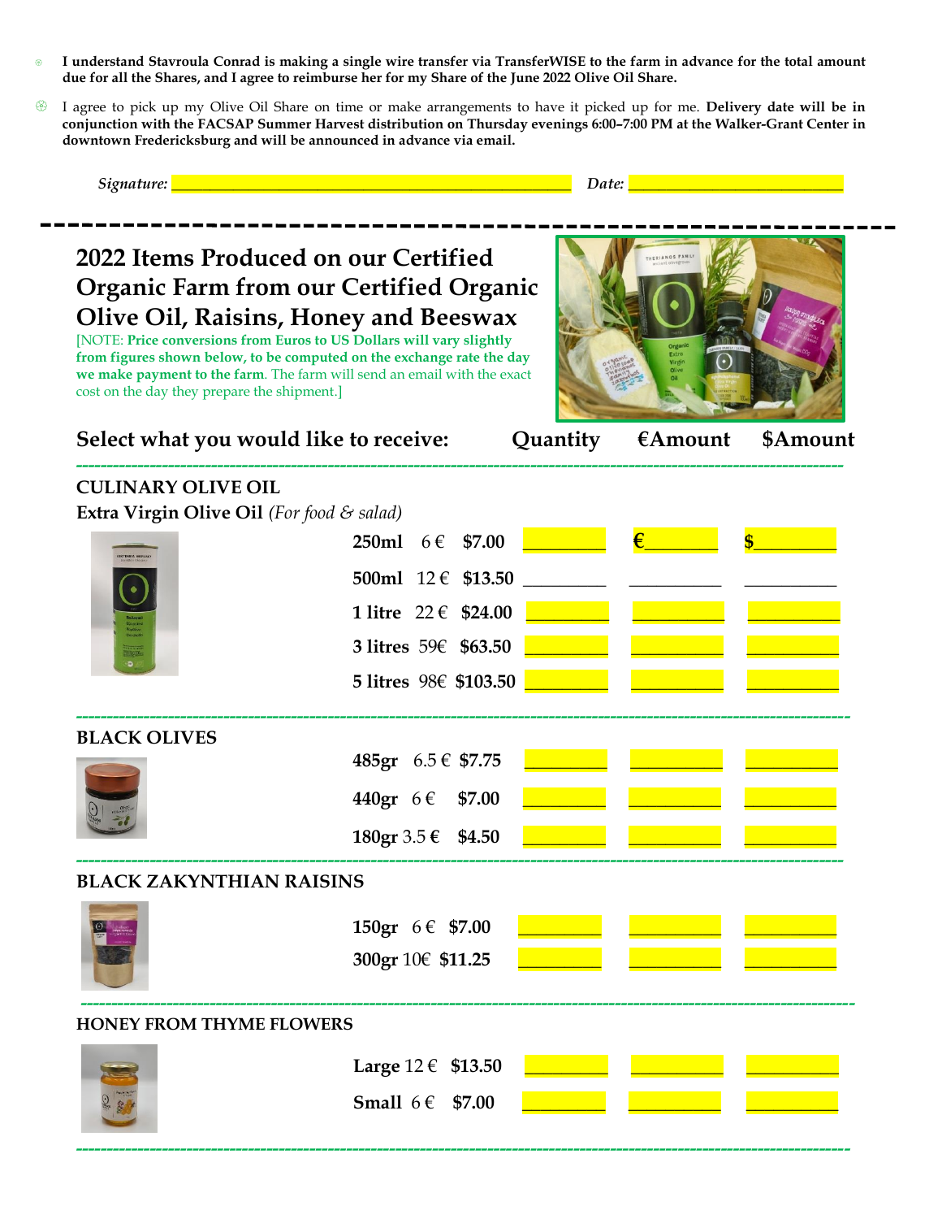- **I understand Stavroula Conrad is making a single wire transfer via TransferWISE to the farm in advance for the total amount due for all the Shares, and I agree to reimburse her for my Share of the June 2022 Olive Oil Share.**
- I agree to pick up my Olive Oil Share on time or make arrangements to have it picked up for me. **Delivery date will be in conjunction with the FACSAP Summer Harvest distribution on Thursday evenings 6:00–7:00 PM at the Walker-Grant Center in downtown Fredericksburg and will be announced in advance via email.**

*Signature:* ______________________________ *Date:* ____________________

---

## 2022 Items Produced on our Certified Organic Farm from our Certified Organic Olive Oil, Raisins, Honey and Beeswax

[NOTE: **Price conversions from Euros to US Dollars will vary slightly from figures shown below, to be computed on the exchange rate the day we make payment to the farm**. The farm will send an email with the exact cost on the day they prepare the shipment.]

### Select what you would like to receive:

| Item | € | $ | Quantity | €Amount | $Amount |
|---|---|---|---|---|---|
| **CULINARY OLIVE OIL** | | | | | |
| **Extra Virgin Olive Oil** *(For food & salad)* | | | | | |
| **250ml** | 6 € | **$7.00** | ________ | €________ | $________ |
| **500ml** | 12 € | **$13.50** | ________ | ________ | ________ |
| **1 litre** | 22 € | **$24.00** | ________ | ________ | ________ |
| **3 litres** | 59€ | **$63.50** | ________ | ________ | ________ |
| **5 litres** | 98€ | **$103.50** | ________ | ________ | ________ |
| **BLACK OLIVES** | | | | | |
| **485gr** | 6.5 € | **$7.75** | ________ | ________ | ________ |
| **440gr** | 6 € | **$7.00** | ________ | ________ | ________ |
| **180gr** | 3.5 € | **$4.50** | ________ | ________ | ________ |
| **BLACK ZAKYNTHIAN RAISINS** | | | | | |
| **150gr** | 6 € | **$7.00** | ________ | ________ | ________ |
| **300gr** | 10€ | **$11.25** | ________ | ________ | ________ |
| **HONEY FROM THYME FLOWERS** | | | | | |
| **Large** | 12 € | **$13.50** | ________ | ________ | ________ |
| **Small** | 6 € | **$7.00** | ________ | ________ | ________ |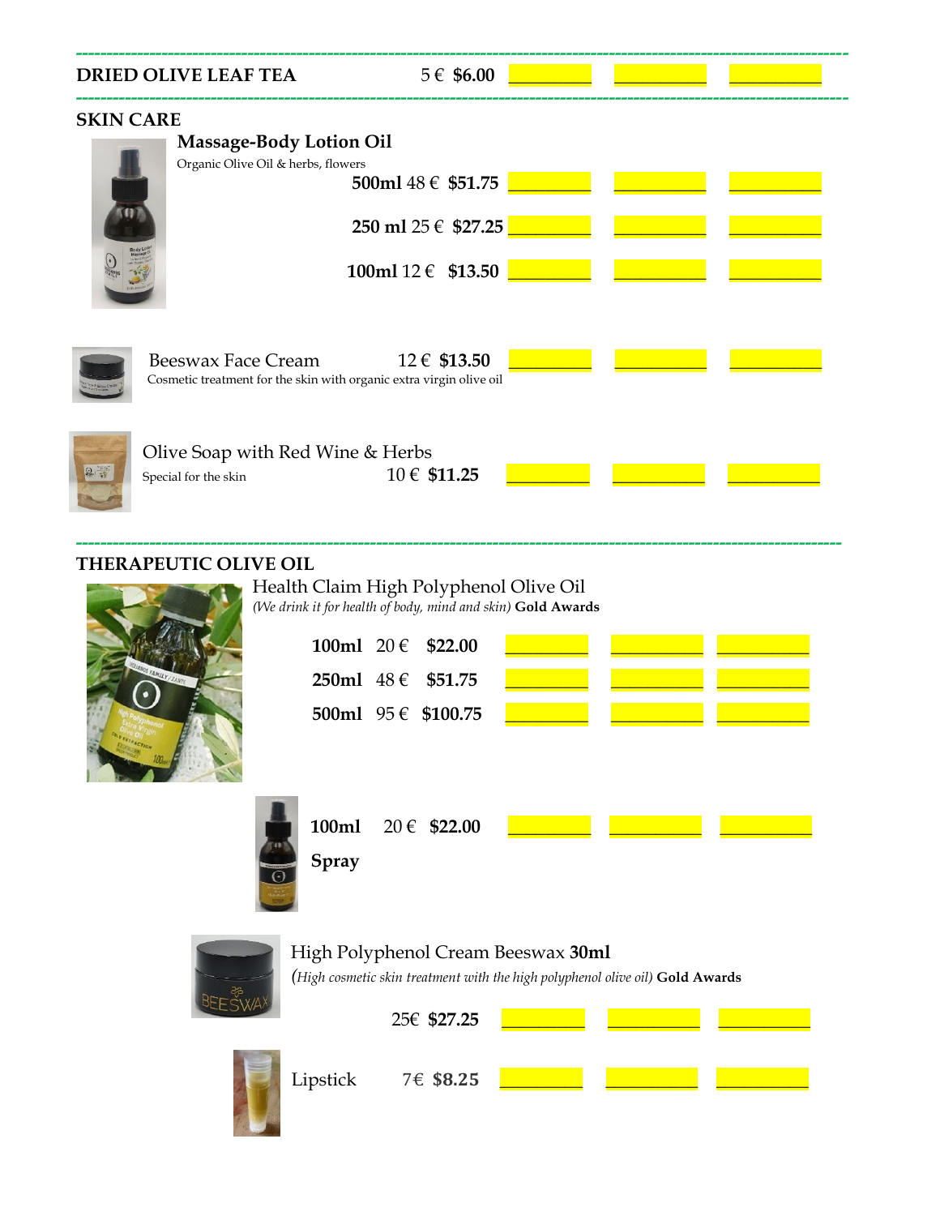---

**DRIED OLIVE LEAF TEA** 5 € **$6.00** ________ ________ ________

---

**SKIN CARE**

**Massage-Body Lotion Oil**

Organic Olive Oil & herbs, flowers

**500ml** 48 € **$51.75** ________ ________ ________

**250 ml** 25 € **$27.25** ________ ________ ________

**100ml** 12 € **$13.50** ________ ________ ________

Beeswax Face Cream 12 € **$13.50** ________ ________ ________

Cosmetic treatment for the skin with organic extra virgin olive oil

Olive Soap with Red Wine & Herbs

Special for the skin 10 € **$11.25** ________ ________ ________

---

**THERAPEUTIC OLIVE OIL**

Health Claim High Polyphenol Olive Oil

*(We drink it for health of body, mind and skin)* **Gold Awards**

**100ml** 20 € **$22.00** ________ ________ ________

**250ml** 48 € **$51.75** ________ ________ ________

**500ml** 95 € **$100.75** ________ ________ ________

**100ml** 20 € **$22.00** ________ ________ ________

**Spray**

High Polyphenol Cream Beeswax **30ml**

*(High cosmetic skin treatment with the high polyphenol olive oil)* **Gold Awards**

25€ **$27.25** ________ ________ ________

Lipstick 7€ **$8.25** ________ ________ ________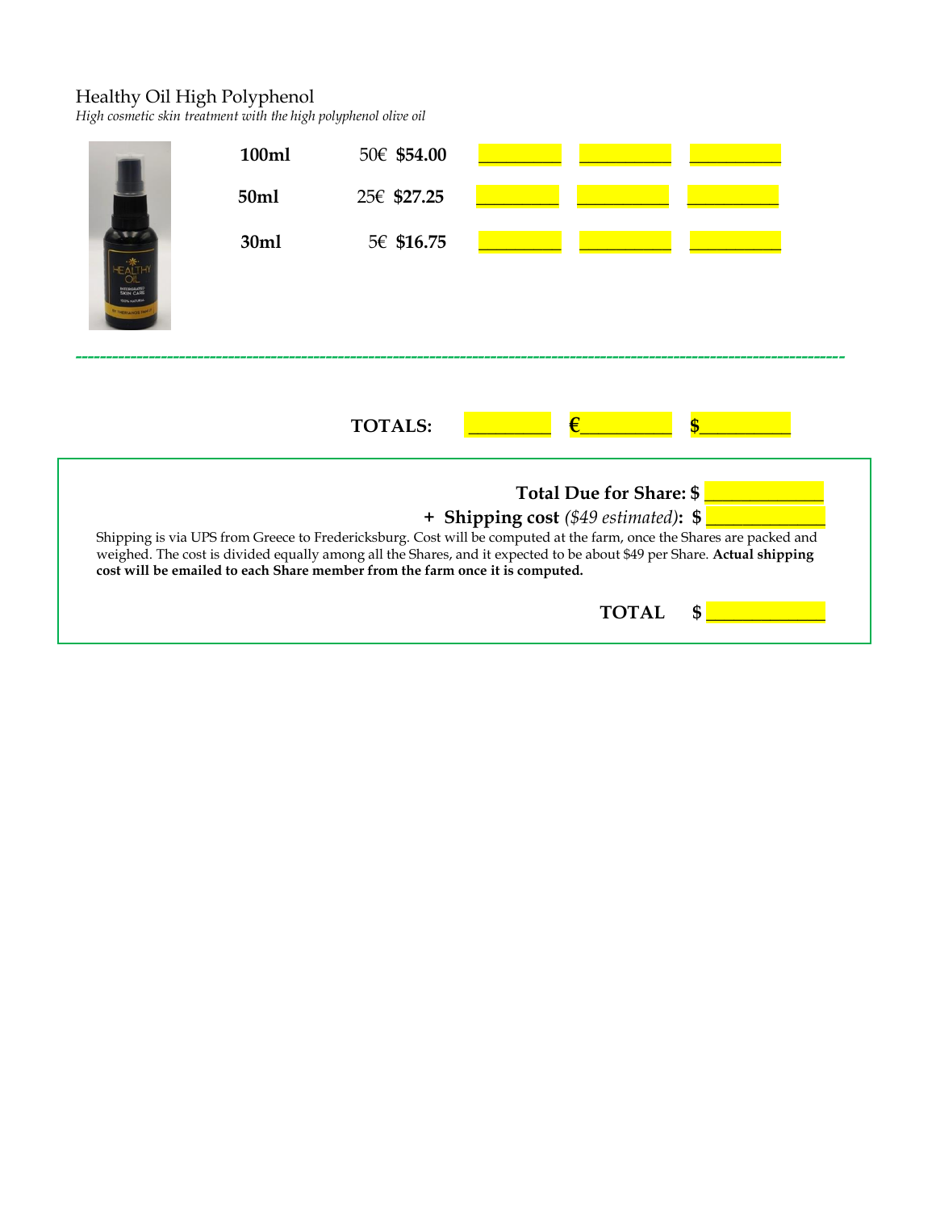Healthy Oil High Polyphenol

*High cosmetic skin treatment with the high polyphenol olive oil*

| | | | | |
|---|---|---|---|---|
| **100ml** | 50€ **$54.00** | ________ | ________ | ________ |
| **50ml** | 25€ **$27.25** | ________ | ________ | ________ |
| **30ml** | 5€ **$16.75** | ________ | ________ | ________ |

---

**TOTALS:** ________ €________ $________

**Total Due for Share:** $ ____________

**+ Shipping cost** *($49 estimated)*: $ ____________

Shipping is via UPS from Greece to Fredericksburg. Cost will be computed at the farm, once the Shares are packed and weighed. The cost is divided equally among all the Shares, and it expected to be about $49 per Share. **Actual shipping cost will be emailed to each Share member from the farm once it is computed.**

**TOTAL** $ ____________